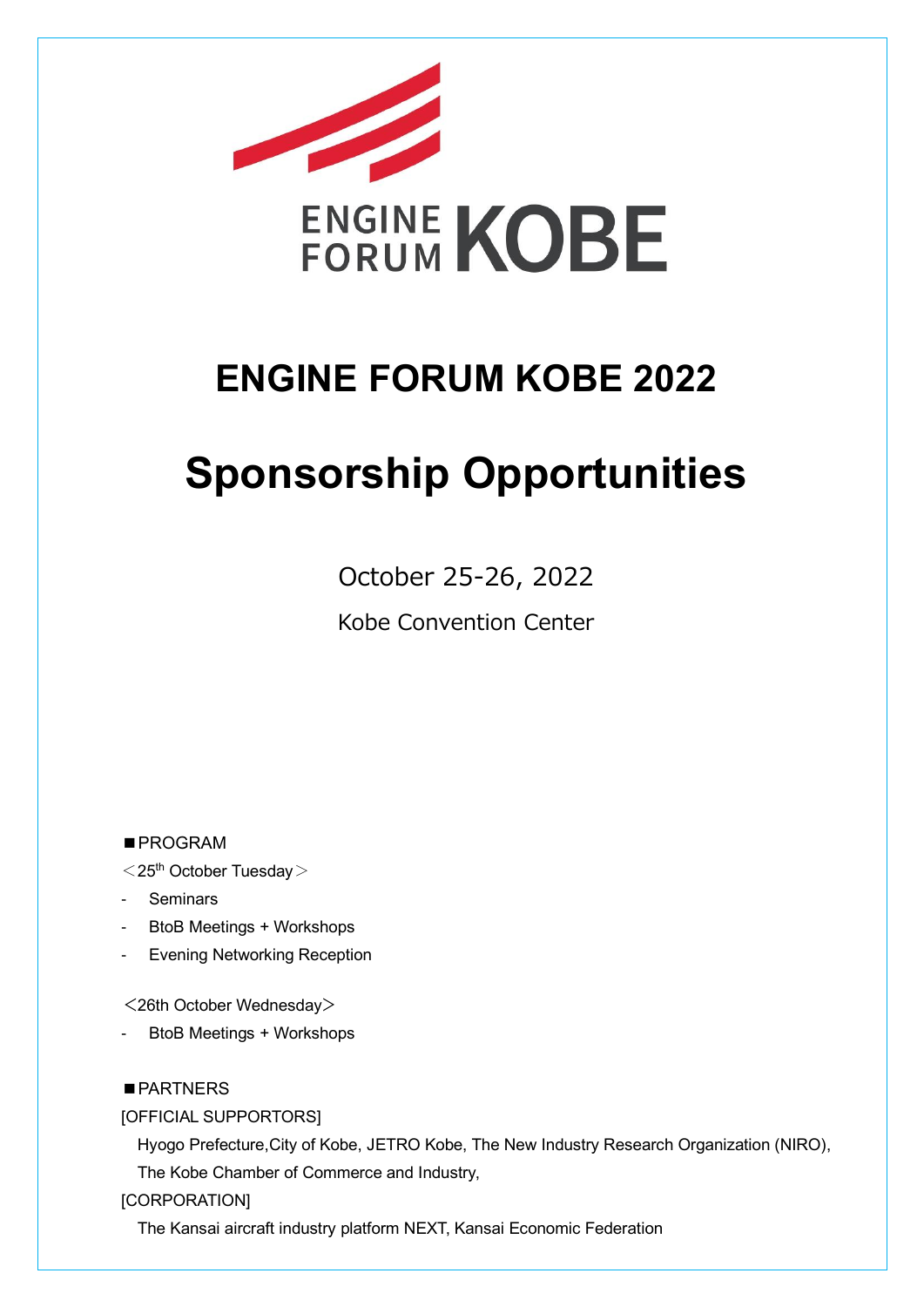ENGINE FORUM KOBE

# ENGINE FORUM KOBE 2022

# Sponsorship Opportunities

October 25-26, 2022

Kobe Convention Center

■PROGRAM

＜25th October Tuesday＞

- Seminars
- BtoB Meetings + Workshops
- Evening Networking Reception

＜26th October Wednesday＞

- BtoB Meetings + Workshops

■PARTNERS

[OFFICIAL SUPPORTORS]

Hyogo Prefecture,City of Kobe, JETRO Kobe, The New Industry Research Organization (NIRO), The Kobe Chamber of Commerce and Industry,

[CORPORATION]

The Kansai aircraft industry platform NEXT, Kansai Economic Federation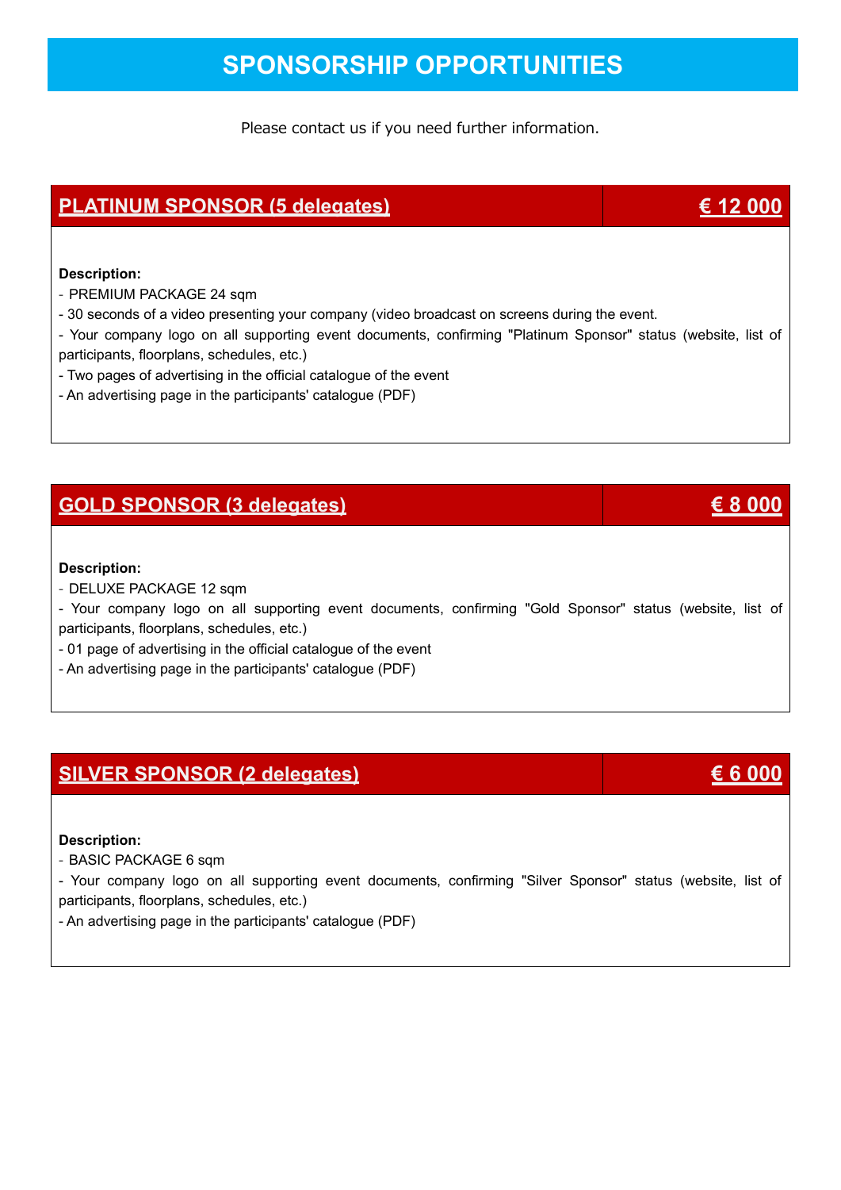# SPONSORSHIP OPPORTUNITIES

Please contact us if you need further information.

## PLATINUM SPONSOR (5 delegates) — € 12 000

**Description:**

- PREMIUM PACKAGE 24 sqm
- 30 seconds of a video presenting your company (video broadcast on screens during the event.
- Your company logo on all supporting event documents, confirming "Platinum Sponsor" status (website, list of participants, floorplans, schedules, etc.)
- Two pages of advertising in the official catalogue of the event
- An advertising page in the participants' catalogue (PDF)

## GOLD SPONSOR (3 delegates) — € 8 000

**Description:**

- DELUXE PACKAGE 12 sqm
- Your company logo on all supporting event documents, confirming "Gold Sponsor" status (website, list of participants, floorplans, schedules, etc.)
- 01 page of advertising in the official catalogue of the event
- An advertising page in the participants' catalogue (PDF)

## SILVER SPONSOR (2 delegates) — € 6 000

**Description:**

- BASIC PACKAGE 6 sqm
- Your company logo on all supporting event documents, confirming "Silver Sponsor" status (website, list of participants, floorplans, schedules, etc.)
- An advertising page in the participants' catalogue (PDF)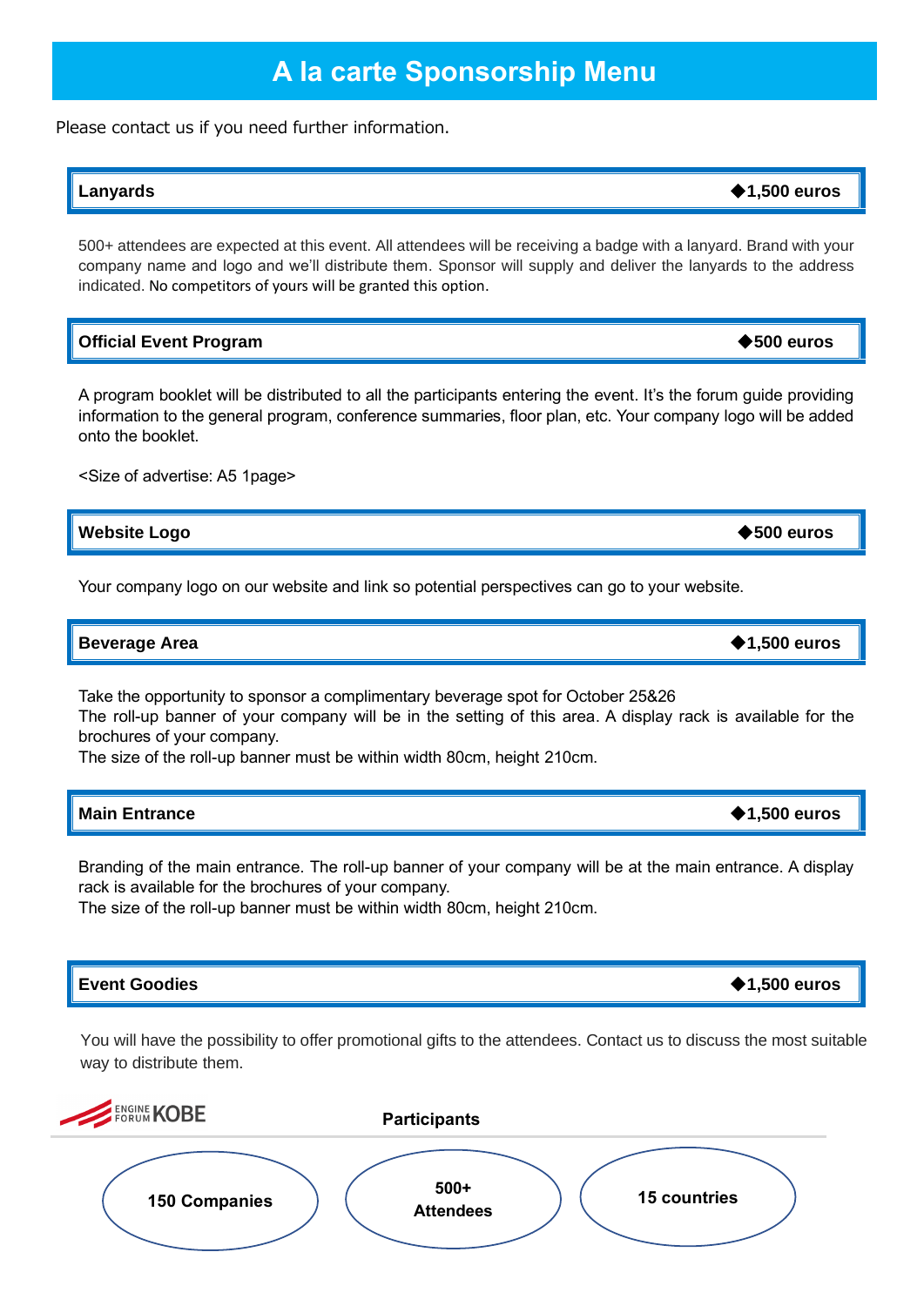# A la carte Sponsorship Menu

Please contact us if you need further information.

## Lanyards — ◆1,500 euros

500+ attendees are expected at this event. All attendees will be receiving a badge with a lanyard. Brand with your company name and logo and we'll distribute them. Sponsor will supply and deliver the lanyards to the address indicated. No competitors of yours will be granted this option.

## Official Event Program — ◆500 euros

A program booklet will be distributed to all the participants entering the event. It's the forum guide providing information to the general program, conference summaries, floor plan, etc. Your company logo will be added onto the booklet.

<Size of advertise: A5 1page>

## Website Logo — ◆500 euros

Your company logo on our website and link so potential perspectives can go to your website.

## Beverage Area — ◆1,500 euros

Take the opportunity to sponsor a complimentary beverage spot for October 25&26
The roll-up banner of your company will be in the setting of this area. A display rack is available for the brochures of your company.
The size of the roll-up banner must be within width 80cm, height 210cm.

## Main Entrance — ◆1,500 euros

Branding of the main entrance. The roll-up banner of your company will be at the main entrance. A display rack is available for the brochures of your company.
The size of the roll-up banner must be within width 80cm, height 210cm.

## Event Goodies — ◆1,500 euros

You will have the possibility to offer promotional gifts to the attendees. Contact us to discuss the most suitable way to distribute them.

ENGINE FORUM KOBE

**Participants**

- **150 Companies**
- **500+ Attendees**
- **15 countries**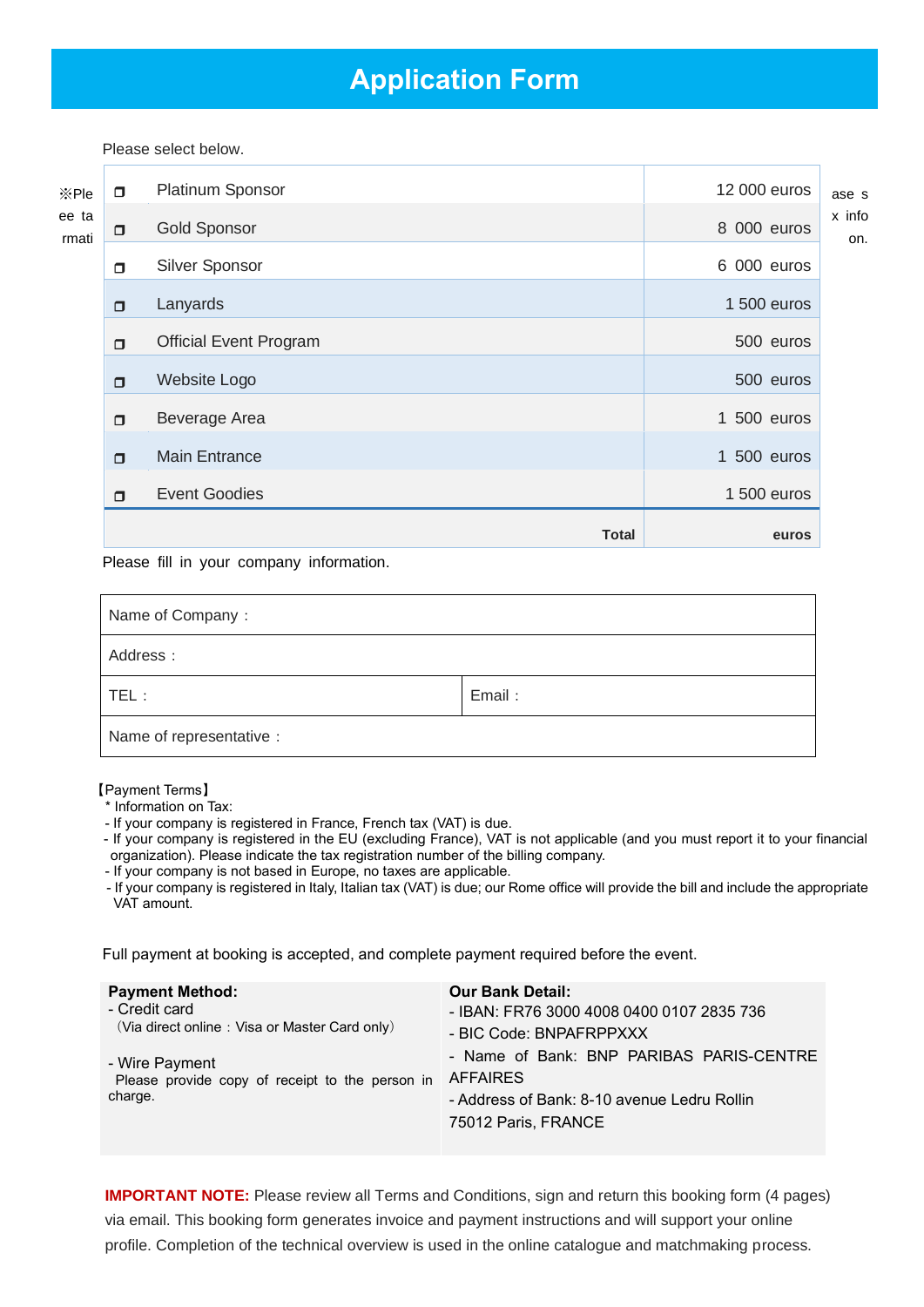# Application Form

Please select below.

※Please see tax information.

| | Item | Price |
|---|---|---|
| ❐ | Platinum Sponsor | 12 000 euros |
| ❐ | Gold Sponsor | 8 000 euros |
| ❐ | Silver Sponsor | 6 000 euros |
| ❐ | Lanyards | 1 500 euros |
| ❐ | Official Event Program | 500 euros |
| ❐ | Website Logo | 500 euros |
| ❐ | Beverage Area | 1 500 euros |
| ❐ | Main Entrance | 1 500 euros |
| ❐ | Event Goodies | 1 500 euros |
| | **Total** | **euros** |

Please fill in your company information.

| | |
|---|---|
| Name of Company： | |
| Address： | |
| TEL： | Email： |
| Name of representative： | |

【Payment Terms】

\* Information on Tax:

- If your company is registered in France, French tax (VAT) is due.
- If your company is registered in the EU (excluding France), VAT is not applicable (and you must report it to your financial organization). Please indicate the tax registration number of the billing company.
- If your company is not based in Europe, no taxes are applicable.
- If your company is registered in Italy, Italian tax (VAT) is due; our Rome office will provide the bill and include the appropriate VAT amount.

Full payment at booking is accepted, and complete payment required before the event.

| **Payment Method:** | **Our Bank Detail:** |
|---|---|
| - Credit card<br>（Via direct online：Visa or Master Card only）<br><br>- Wire Payment<br>Please provide copy of receipt to the person in charge. | - IBAN: FR76 3000 4008 0400 0107 2835 736<br>- BIC Code: BNPAFRPPXXX<br>- Name of Bank: BNP PARIBAS PARIS-CENTRE AFFAIRES<br>- Address of Bank: 8-10 avenue Ledru Rollin 75012 Paris, FRANCE |

**IMPORTANT NOTE:** Please review all Terms and Conditions, sign and return this booking form (4 pages) via email. This booking form generates invoice and payment instructions and will support your online profile. Completion of the technical overview is used in the online catalogue and matchmaking process.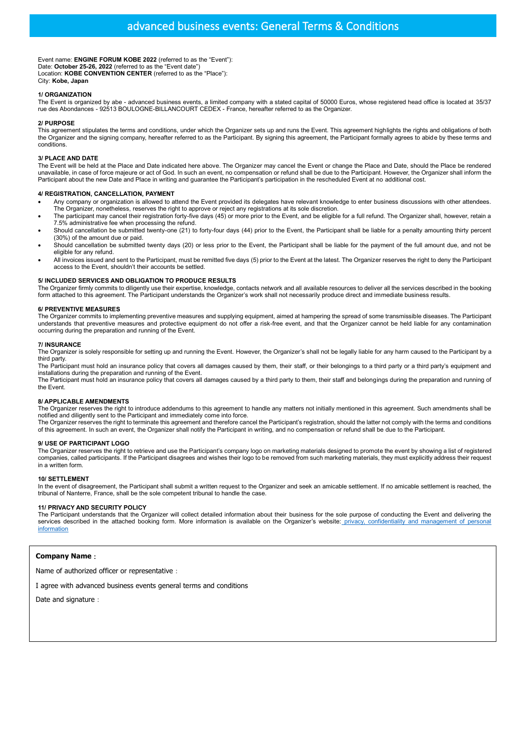# advanced business events: General Terms & Conditions

Event name: **ENGINE FORUM KOBE 2022** (referred to as the "Event"):
Date: **October 25-26, 2022** (referred to as the "Event date")
Location: **KOBE CONVENTION CENTER** (referred to as the "Place"):
City: **Kobe, Japan**

### 1/ ORGANIZATION

The Event is organized by abe - advanced business events, a limited company with a stated capital of 50000 Euros, whose registered head office is located at 35/37 rue des Abondances - 92513 BOULOGNE-BILLANCOURT CEDEX - France, hereafter referred to as the Organizer.

### 2/ PURPOSE

This agreement stipulates the terms and conditions, under which the Organizer sets up and runs the Event. This agreement highlights the rights and obligations of both the Organizer and the signing company, hereafter referred to as the Participant. By signing this agreement, the Participant formally agrees to abide by these terms and conditions.

### 3/ PLACE AND DATE

The Event will be held at the Place and Date indicated here above. The Organizer may cancel the Event or change the Place and Date, should the Place be rendered unavailable, in case of force majeure or act of God. In such an event, no compensation or refund shall be due to the Participant. However, the Organizer shall inform the Participant about the new Date and Place in writing and guarantee the Participant's participation in the rescheduled Event at no additional cost.

### 4/ REGISTRATION, CANCELLATION, PAYMENT

- Any company or organization is allowed to attend the Event provided its delegates have relevant knowledge to enter business discussions with other attendees. The Organizer, nonetheless, reserves the right to approve or reject any registrations at its sole discretion.
- The participant may cancel their registration forty-five days (45) or more prior to the Event, and be eligible for a full refund. The Organizer shall, however, retain a 7.5% administrative fee when processing the refund.
- Should cancellation be submitted twenty-one (21) to forty-four days (44) prior to the Event, the Participant shall be liable for a penalty amounting thirty percent (30%) of the amount due or paid.
- Should cancellation be submitted twenty days (20) or less prior to the Event, the Participant shall be liable for the payment of the full amount due, and not be eligible for any refund.
- All invoices issued and sent to the Participant, must be remitted five days (5) prior to the Event at the latest. The Organizer reserves the right to deny the Participant access to the Event, shouldn't their accounts be settled.

### 5/ INCLUDED SERVICES AND OBLIGATION TO PRODUCE RESULTS

The Organizer firmly commits to diligently use their expertise, knowledge, contacts network and all available resources to deliver all the services described in the booking form attached to this agreement. The Participant understands the Organizer's work shall not necessarily produce direct and immediate business results.

### 6/ PREVENTIVE MEASURES

The Organizer commits to implementing preventive measures and supplying equipment, aimed at hampering the spread of some transmissible diseases. The Participant understands that preventive measures and protective equipment do not offer a risk-free event, and that the Organizer cannot be held liable for any contamination occurring during the preparation and running of the Event.

### 7/ INSURANCE

The Organizer is solely responsible for setting up and running the Event. However, the Organizer's shall not be legally liable for any harm caused to the Participant by a third party.

The Participant must hold an insurance policy that covers all damages caused by them, their staff, or their belongings to a third party or a third party's equipment and installations during the preparation and running of the Event.

The Participant must hold an insurance policy that covers all damages caused by a third party to them, their staff and belongings during the preparation and running of the Event.

### 8/ APPLICABLE AMENDMENTS

The Organizer reserves the right to introduce addendums to this agreement to handle any matters not initially mentioned in this agreement. Such amendments shall be notified and diligently sent to the Participant and immediately come into force.

The Organizer reserves the right to terminate this agreement and therefore cancel the Participant's registration, should the latter not comply with the terms and conditions of this agreement. In such an event, the Organizer shall notify the Participant in writing, and no compensation or refund shall be due to the Participant.

### 9/ USE OF PARTICIPANT LOGO

The Organizer reserves the right to retrieve and use the Participant's company logo on marketing materials designed to promote the event by showing a list of registered companies, called participants. If the Participant disagrees and wishes their logo to be removed from such marketing materials, they must explicitly address their request in a written form.

### 10/ SETTLEMENT

In the event of disagreement, the Participant shall submit a written request to the Organizer and seek an amicable settlement. If no amicable settlement is reached, the tribunal of Nanterre, France, shall be the sole competent tribunal to handle the case.

### 11/ PRIVACY AND SECURITY POLICY

The Participant understands that the Organizer will collect detailed information about their business for the sole purpose of conducting the Event and delivering the services described in the attached booking form. More information is available on the Organizer's website: privacy, confidentiality and management of personal information

---

**Company Name :**

Name of authorized officer or representative :

I agree with advanced business events general terms and conditions

Date and signature :